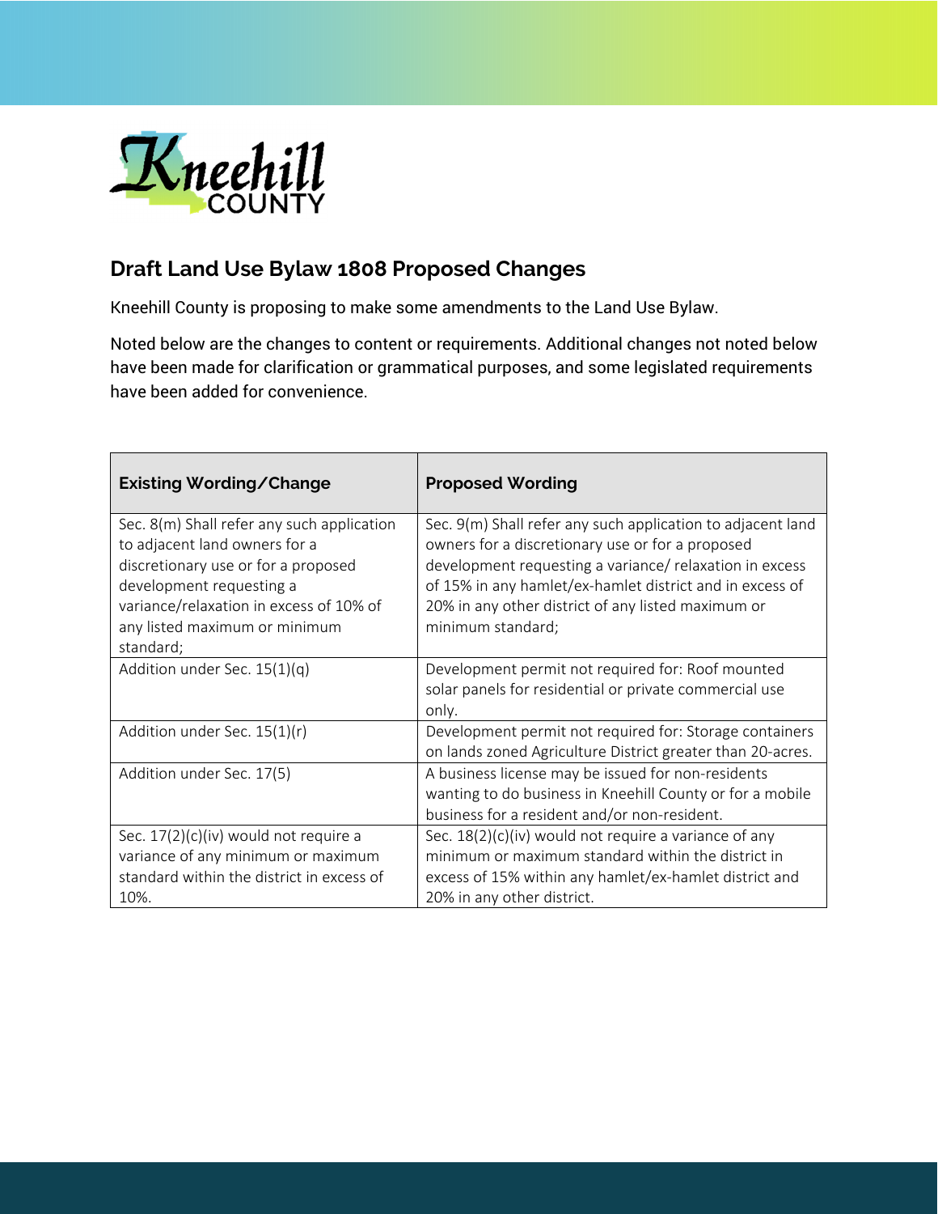Kneehill COUNTY

## Draft Land Use Bylaw 1808 Proposed Changes

Kneehill County is proposing to make some amendments to the Land Use Bylaw.

Noted below are the changes to content or requirements. Additional changes not noted below have been made for clarification or grammatical purposes, and some legislated requirements have been added for convenience.

| Existing Wording/Change | Proposed Wording |
|---|---|
| Sec. 8(m) Shall refer any such application to adjacent land owners for a discretionary use or for a proposed development requesting a variance/relaxation in excess of 10% of any listed maximum or minimum standard; | Sec. 9(m) Shall refer any such application to adjacent land owners for a discretionary use or for a proposed development requesting a variance/ relaxation in excess of 15% in any hamlet/ex-hamlet district and in excess of 20% in any other district of any listed maximum or minimum standard; |
| Addition under Sec. 15(1)(q) | Development permit not required for: Roof mounted solar panels for residential or private commercial use only. |
| Addition under Sec. 15(1)(r) | Development permit not required for: Storage containers on lands zoned Agriculture District greater than 20-acres. |
| Addition under Sec. 17(5) | A business license may be issued for non-residents wanting to do business in Kneehill County or for a mobile business for a resident and/or non-resident. |
| Sec. 17(2)(c)(iv) would not require a variance of any minimum or maximum standard within the district in excess of 10%. | Sec. 18(2)(c)(iv) would not require a variance of any minimum or maximum standard within the district in excess of 15% within any hamlet/ex-hamlet district and 20% in any other district. |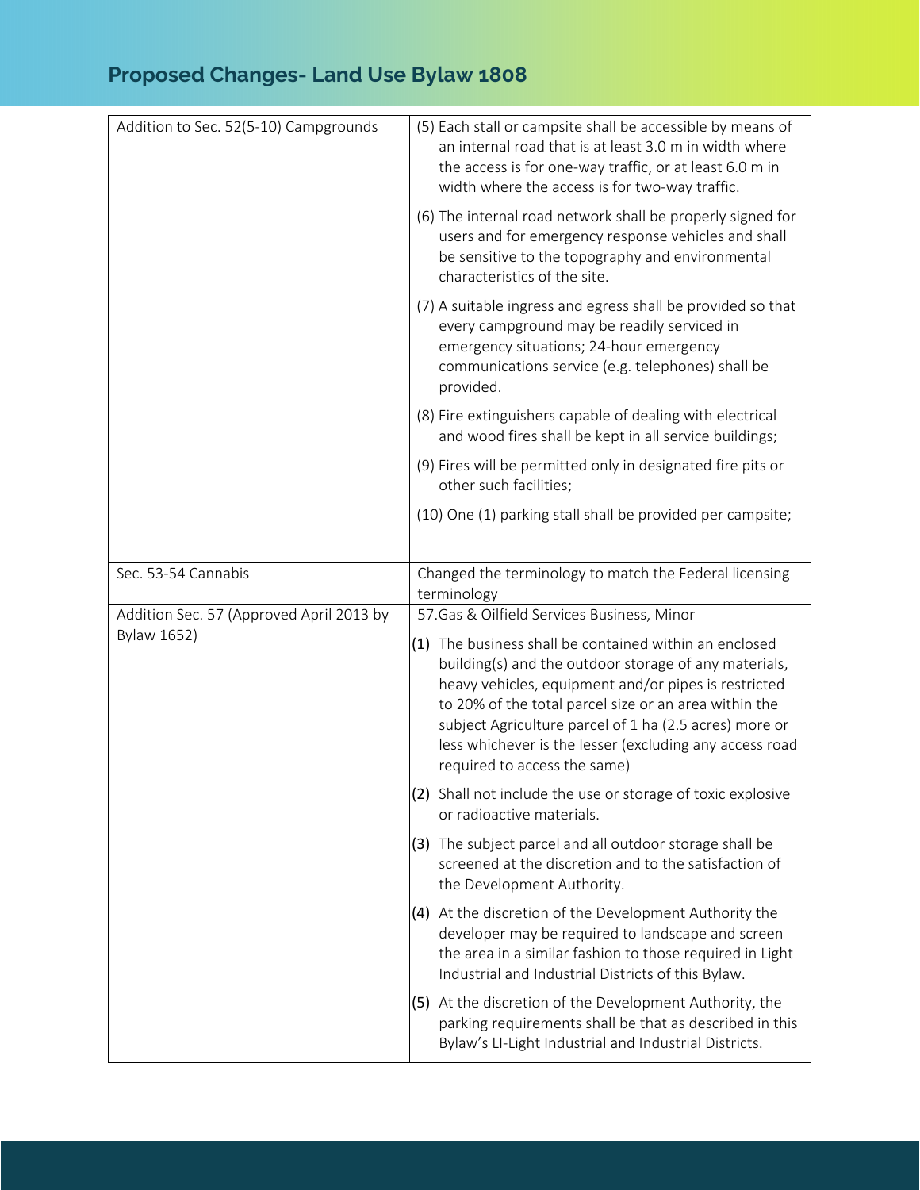# Proposed Changes- Land Use Bylaw 1808

| | |
|---|---|
| Addition to Sec. 52(5-10) Campgrounds | (5) Each stall or campsite shall be accessible by means of an internal road that is at least 3.0 m in width where the access is for one-way traffic, or at least 6.0 m in width where the access is for two-way traffic.<br><br>(6) The internal road network shall be properly signed for users and for emergency response vehicles and shall be sensitive to the topography and environmental characteristics of the site.<br><br>(7) A suitable ingress and egress shall be provided so that every campground may be readily serviced in emergency situations; 24-hour emergency communications service (e.g. telephones) shall be provided.<br><br>(8) Fire extinguishers capable of dealing with electrical and wood fires shall be kept in all service buildings;<br><br>(9) Fires will be permitted only in designated fire pits or other such facilities;<br><br>(10) One (1) parking stall shall be provided per campsite; |
| Sec. 53-54 Cannabis | Changed the terminology to match the Federal licensing terminology |
| Addition Sec. 57 (Approved April 2013 by Bylaw 1652) | 57.Gas & Oilfield Services Business, Minor<br><br>(1) The business shall be contained within an enclosed building(s) and the outdoor storage of any materials, heavy vehicles, equipment and/or pipes is restricted to 20% of the total parcel size or an area within the subject Agriculture parcel of 1 ha (2.5 acres) more or less whichever is the lesser (excluding any access road required to access the same)<br><br>(2) Shall not include the use or storage of toxic explosive or radioactive materials.<br><br>(3) The subject parcel and all outdoor storage shall be screened at the discretion and to the satisfaction of the Development Authority.<br><br>(4) At the discretion of the Development Authority the developer may be required to landscape and screen the area in a similar fashion to those required in Light Industrial and Industrial Districts of this Bylaw.<br><br>(5) At the discretion of the Development Authority, the parking requirements shall be that as described in this Bylaw's LI-Light Industrial and Industrial Districts. |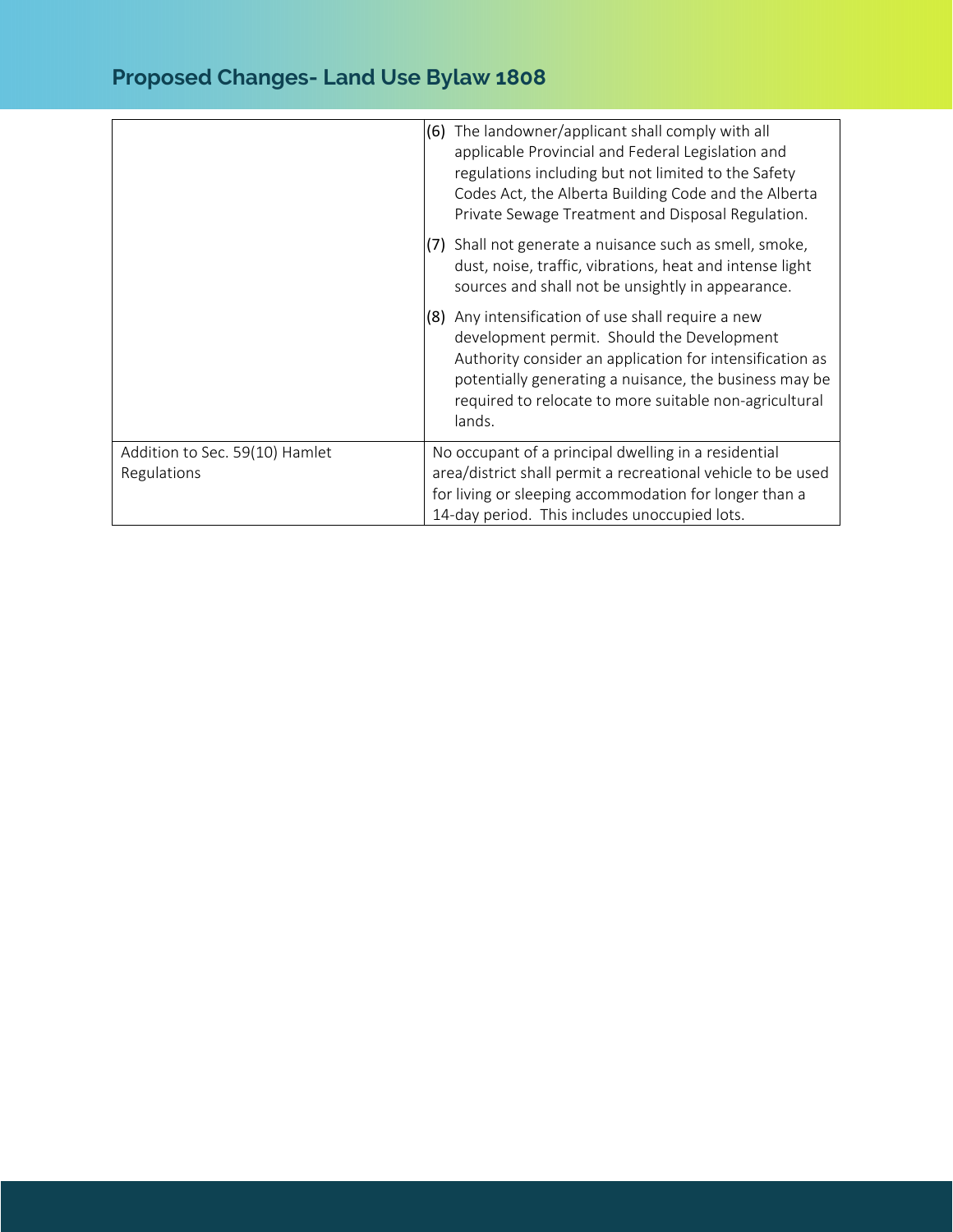| | |
|---|---|
| | (6) The landowner/applicant shall comply with all applicable Provincial and Federal Legislation and regulations including but not limited to the Safety Codes Act, the Alberta Building Code and the Alberta Private Sewage Treatment and Disposal Regulation.<br><br>(7) Shall not generate a nuisance such as smell, smoke, dust, noise, traffic, vibrations, heat and intense light sources and shall not be unsightly in appearance.<br><br>(8) Any intensification of use shall require a new development permit. Should the Development Authority consider an application for intensification as potentially generating a nuisance, the business may be required to relocate to more suitable non-agricultural lands. |
| Addition to Sec. 59(10) Hamlet Regulations | No occupant of a principal dwelling in a residential area/district shall permit a recreational vehicle to be used for living or sleeping accommodation for longer than a 14-day period. This includes unoccupied lots. |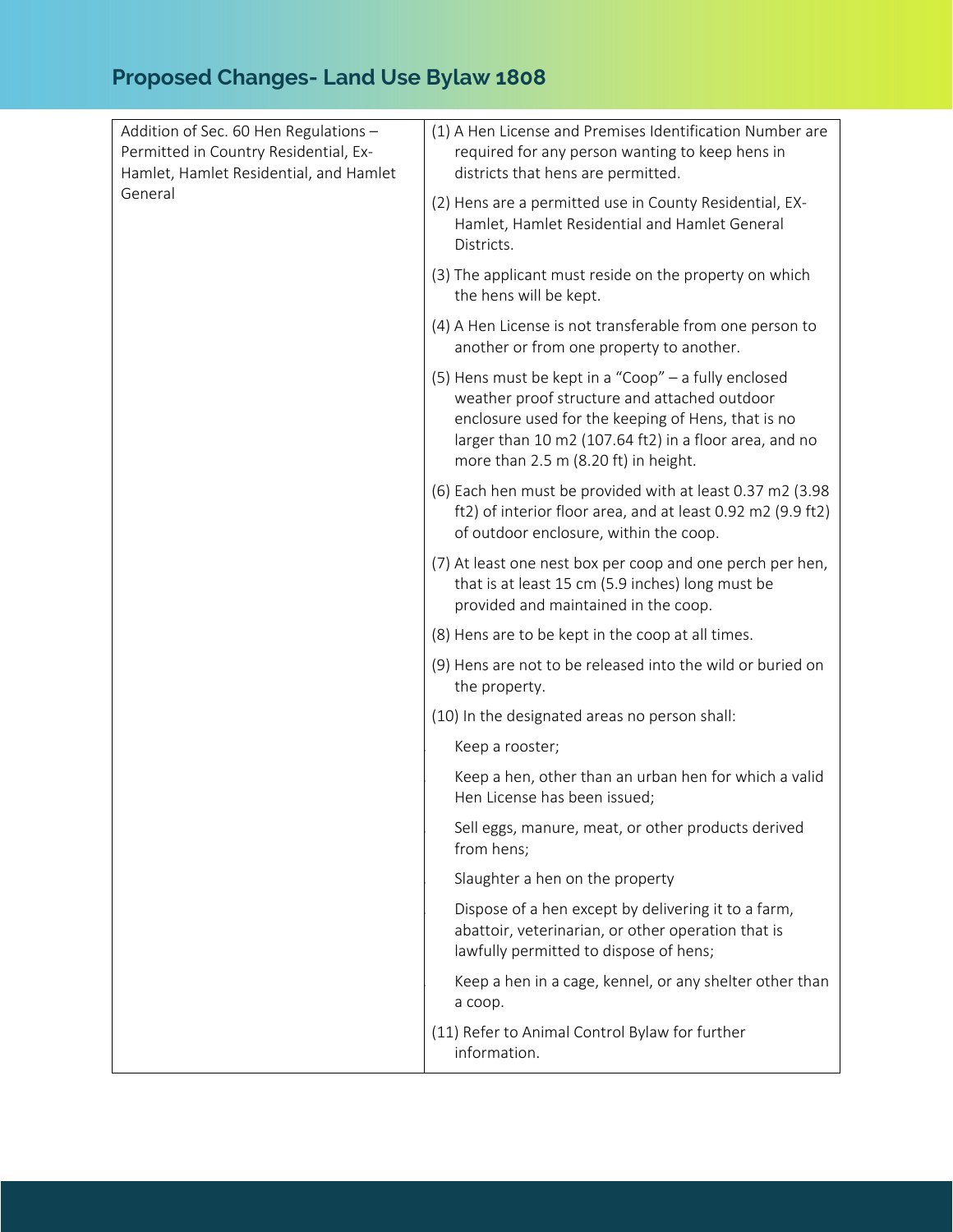## Proposed Changes- Land Use Bylaw 1808

| Addition of Sec. 60 Hen Regulations – Permitted in Country Residential, Ex-Hamlet, Hamlet Residential, and Hamlet General | (1) A Hen License and Premises Identification Number are required for any person wanting to keep hens in districts that hens are permitted.<br><br>(2) Hens are a permitted use in County Residential, EX-Hamlet, Hamlet Residential and Hamlet General Districts.<br><br>(3) The applicant must reside on the property on which the hens will be kept.<br><br>(4) A Hen License is not transferable from one person to another or from one property to another.<br><br>(5) Hens must be kept in a "Coop" – a fully enclosed weather proof structure and attached outdoor enclosure used for the keeping of Hens, that is no larger than 10 m2 (107.64 ft2) in a floor area, and no more than 2.5 m (8.20 ft) in height.<br><br>(6) Each hen must be provided with at least 0.37 m2 (3.98 ft2) of interior floor area, and at least 0.92 m2 (9.9 ft2) of outdoor enclosure, within the coop.<br><br>(7) At least one nest box per coop and one perch per hen, that is at least 15 cm (5.9 inches) long must be provided and maintained in the coop.<br><br>(8) Hens are to be kept in the coop at all times.<br><br>(9) Hens are not to be released into the wild or buried on the property.<br><br>(10) In the designated areas no person shall:<br><br>Keep a rooster;<br><br>Keep a hen, other than an urban hen for which a valid Hen License has been issued;<br><br>Sell eggs, manure, meat, or other products derived from hens;<br><br>Slaughter a hen on the property<br><br>Dispose of a hen except by delivering it to a farm, abattoir, veterinarian, or other operation that is lawfully permitted to dispose of hens;<br><br>Keep a hen in a cage, kennel, or any shelter other than a coop.<br><br>(11) Refer to Animal Control Bylaw for further information. |
|---|---|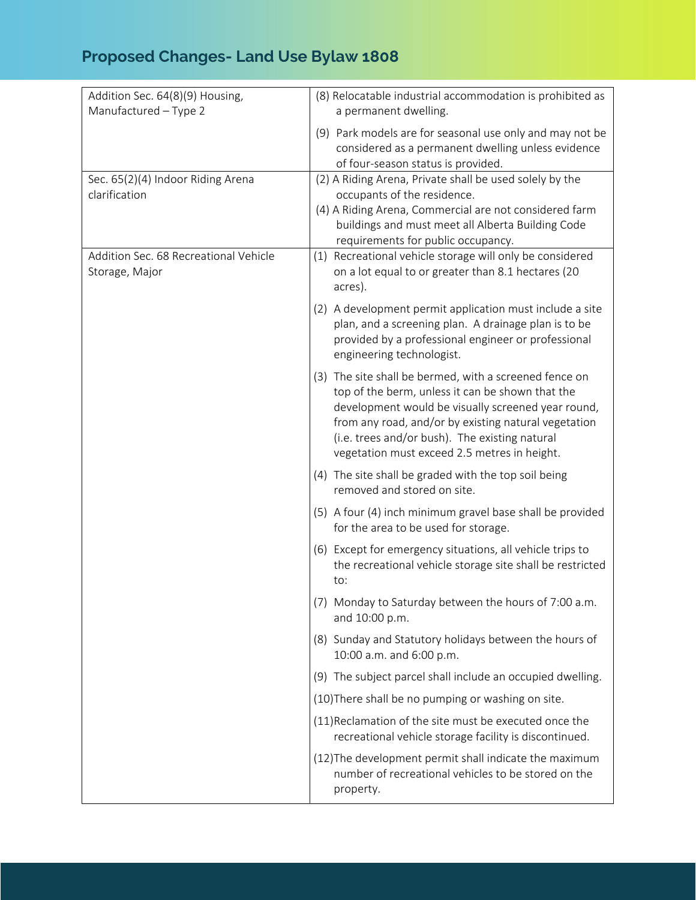## Proposed Changes- Land Use Bylaw 1808

| | |
|---|---|
| Addition Sec. 64(8)(9) Housing, Manufactured – Type 2 | (8) Relocatable industrial accommodation is prohibited as a permanent dwelling.<br><br>(9) Park models are for seasonal use only and may not be considered as a permanent dwelling unless evidence of four-season status is provided. |
| Sec. 65(2)(4) Indoor Riding Arena clarification | (2) A Riding Arena, Private shall be used solely by the occupants of the residence.<br>(4) A Riding Arena, Commercial are not considered farm buildings and must meet all Alberta Building Code requirements for public occupancy. |
| Addition Sec. 68 Recreational Vehicle Storage, Major | (1) Recreational vehicle storage will only be considered on a lot equal to or greater than 8.1 hectares (20 acres).<br><br>(2) A development permit application must include a site plan, and a screening plan. A drainage plan is to be provided by a professional engineer or professional engineering technologist.<br><br>(3) The site shall be bermed, with a screened fence on top of the berm, unless it can be shown that the development would be visually screened year round, from any road, and/or by existing natural vegetation (i.e. trees and/or bush). The existing natural vegetation must exceed 2.5 metres in height.<br><br>(4) The site shall be graded with the top soil being removed and stored on site.<br><br>(5) A four (4) inch minimum gravel base shall be provided for the area to be used for storage.<br><br>(6) Except for emergency situations, all vehicle trips to the recreational vehicle storage site shall be restricted to:<br><br>(7) Monday to Saturday between the hours of 7:00 a.m. and 10:00 p.m.<br><br>(8) Sunday and Statutory holidays between the hours of 10:00 a.m. and 6:00 p.m.<br><br>(9) The subject parcel shall include an occupied dwelling.<br><br>(10)There shall be no pumping or washing on site.<br><br>(11)Reclamation of the site must be executed once the recreational vehicle storage facility is discontinued.<br><br>(12)The development permit shall indicate the maximum number of recreational vehicles to be stored on the property. |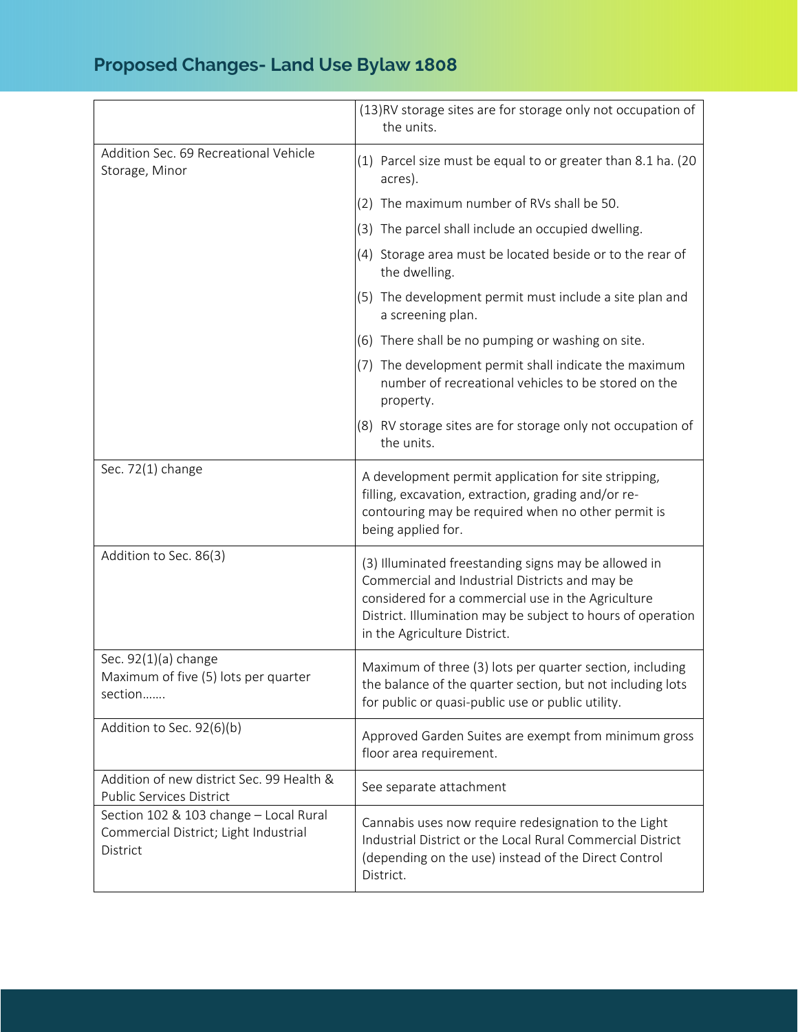## Proposed Changes- Land Use Bylaw 1808

| | |
|---|---|
| | (13)RV storage sites are for storage only not occupation of the units. |
| Addition Sec. 69 Recreational Vehicle Storage, Minor | (1) Parcel size must be equal to or greater than 8.1 ha. (20 acres). (2) The maximum number of RVs shall be 50. (3) The parcel shall include an occupied dwelling. (4) Storage area must be located beside or to the rear of the dwelling. (5) The development permit must include a site plan and a screening plan. (6) There shall be no pumping or washing on site. (7) The development permit shall indicate the maximum number of recreational vehicles to be stored on the property. (8) RV storage sites are for storage only not occupation of the units. |
| Sec. 72(1) change | A development permit application for site stripping, filling, excavation, extraction, grading and/or re-contouring may be required when no other permit is being applied for. |
| Addition to Sec. 86(3) | (3) Illuminated freestanding signs may be allowed in Commercial and Industrial Districts and may be considered for a commercial use in the Agriculture District. Illumination may be subject to hours of operation in the Agriculture District. |
| Sec. 92(1)(a) change Maximum of five (5) lots per quarter section……. | Maximum of three (3) lots per quarter section, including the balance of the quarter section, but not including lots for public or quasi-public use or public utility. |
| Addition to Sec. 92(6)(b) | Approved Garden Suites are exempt from minimum gross floor area requirement. |
| Addition of new district Sec. 99 Health & Public Services District | See separate attachment |
| Section 102 & 103 change – Local Rural Commercial District; Light Industrial District | Cannabis uses now require redesignation to the Light Industrial District or the Local Rural Commercial District (depending on the use) instead of the Direct Control District. |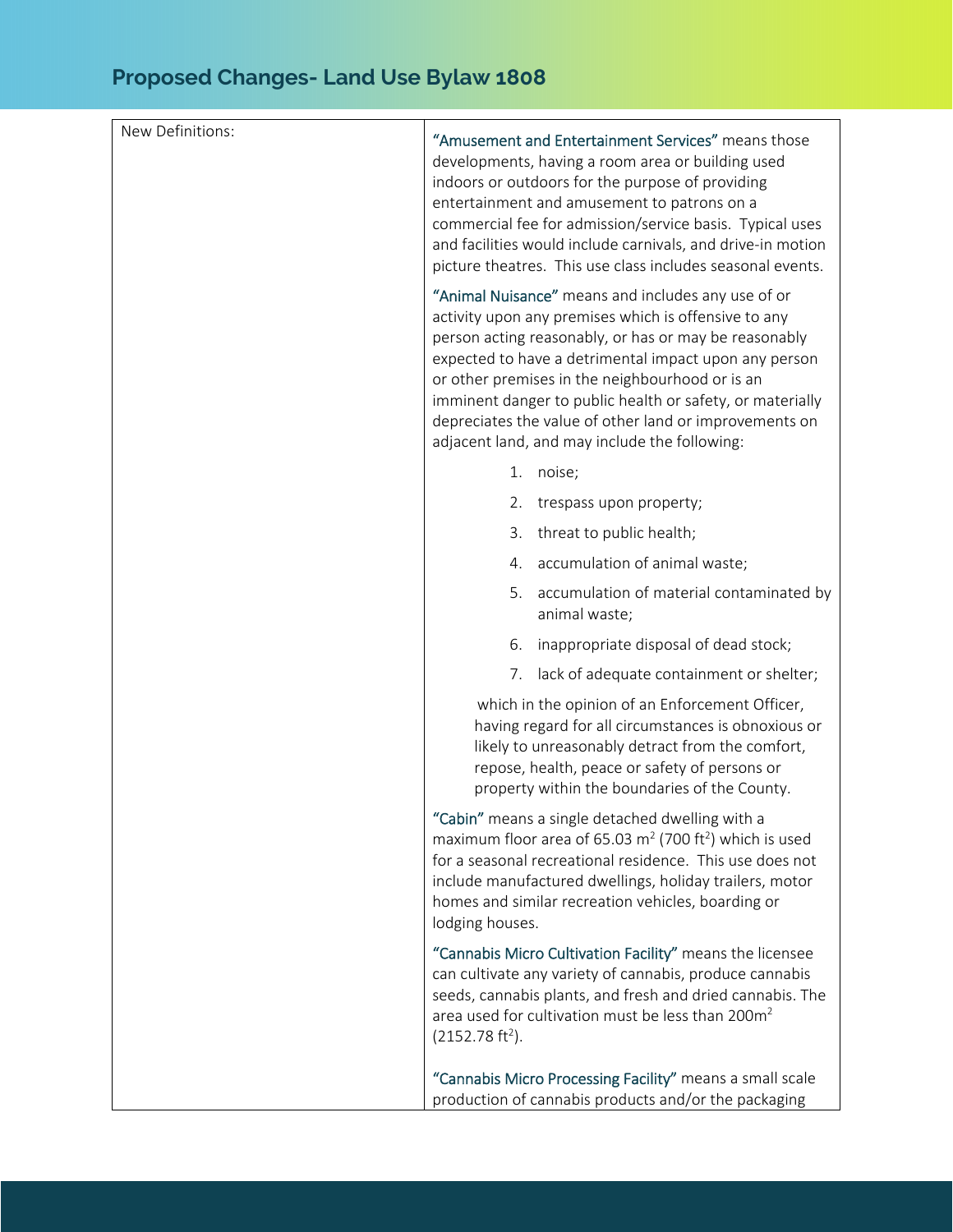## Proposed Changes- Land Use Bylaw 1808

| | |
|---|---|
| New Definitions: | "Amusement and Entertainment Services" means those developments, having a room area or building used indoors or outdoors for the purpose of providing entertainment and amusement to patrons on a commercial fee for admission/service basis. Typical uses and facilities would include carnivals, and drive-in motion picture theatres. This use class includes seasonal events.<br><br>"Animal Nuisance" means and includes any use of or activity upon any premises which is offensive to any person acting reasonably, or has or may be reasonably expected to have a detrimental impact upon any person or other premises in the neighbourhood or is an imminent danger to public health or safety, or materially depreciates the value of other land or improvements on adjacent land, and may include the following:<br><br>1. noise;<br>2. trespass upon property;<br>3. threat to public health;<br>4. accumulation of animal waste;<br>5. accumulation of material contaminated by animal waste;<br>6. inappropriate disposal of dead stock;<br>7. lack of adequate containment or shelter;<br><br>which in the opinion of an Enforcement Officer, having regard for all circumstances is obnoxious or likely to unreasonably detract from the comfort, repose, health, peace or safety of persons or property within the boundaries of the County.<br><br>"Cabin" means a single detached dwelling with a maximum floor area of 65.03 $m^2$ (700 $ft^2$) which is used for a seasonal recreational residence. This use does not include manufactured dwellings, holiday trailers, motor homes and similar recreation vehicles, boarding or lodging houses.<br><br>"Cannabis Micro Cultivation Facility" means the licensee can cultivate any variety of cannabis, produce cannabis seeds, cannabis plants, and fresh and dried cannabis. The area used for cultivation must be less than 200$m^2$ (2152.78 $ft^2$).<br><br>"Cannabis Micro Processing Facility" means a small scale production of cannabis products and/or the packaging |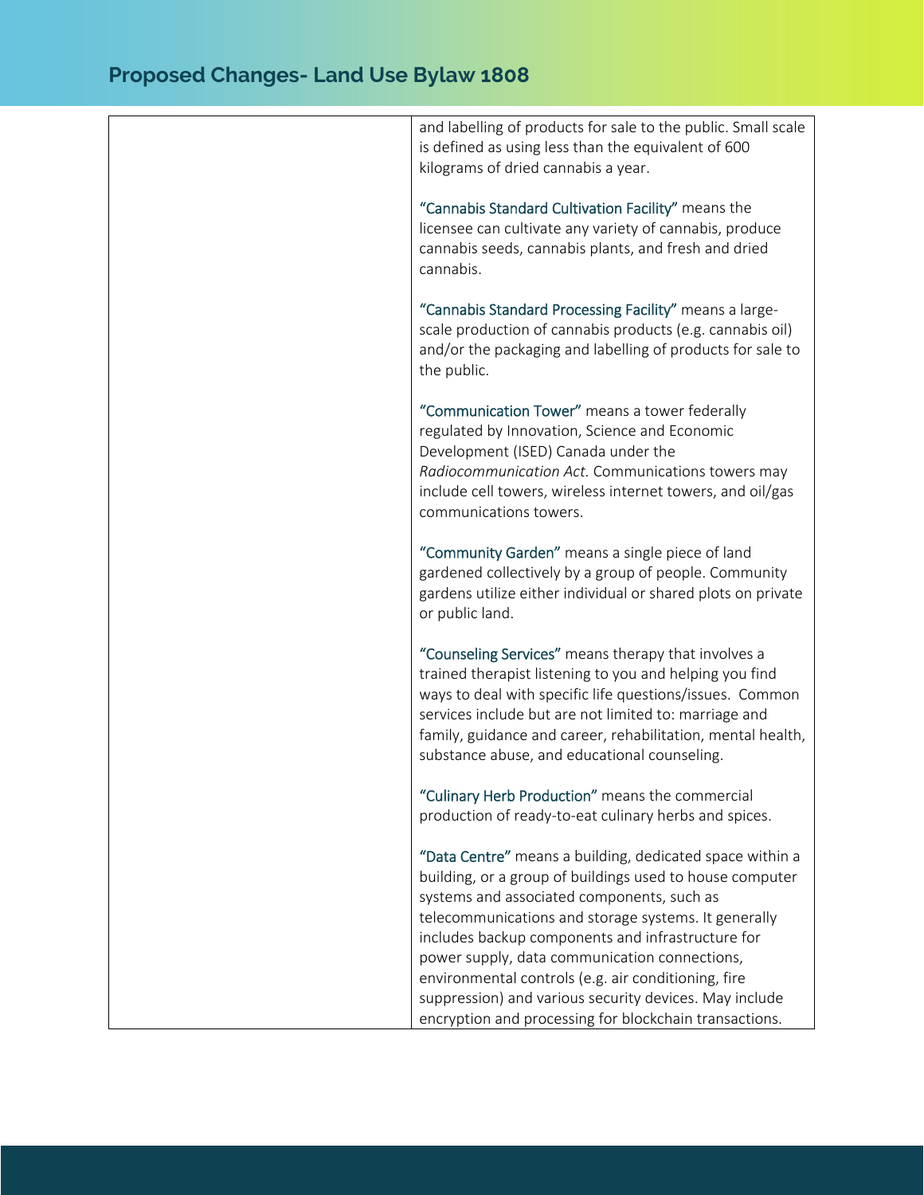| | |
|---|---|
| | and labelling of products for sale to the public. Small scale is defined as using less than the equivalent of 600 kilograms of dried cannabis a year.<br><br>"Cannabis Standard Cultivation Facility" means the licensee can cultivate any variety of cannabis, produce cannabis seeds, cannabis plants, and fresh and dried cannabis.<br><br>"Cannabis Standard Processing Facility" means a large-scale production of cannabis products (e.g. cannabis oil) and/or the packaging and labelling of products for sale to the public.<br><br>"Communication Tower" means a tower federally regulated by Innovation, Science and Economic Development (ISED) Canada under the *Radiocommunication Act*. Communications towers may include cell towers, wireless internet towers, and oil/gas communications towers.<br><br>"Community Garden" means a single piece of land gardened collectively by a group of people. Community gardens utilize either individual or shared plots on private or public land.<br><br>"Counseling Services" means therapy that involves a trained therapist listening to you and helping you find ways to deal with specific life questions/issues. Common services include but are not limited to: marriage and family, guidance and career, rehabilitation, mental health, substance abuse, and educational counseling.<br><br>"Culinary Herb Production" means the commercial production of ready-to-eat culinary herbs and spices.<br><br>"Data Centre" means a building, dedicated space within a building, or a group of buildings used to house computer systems and associated components, such as telecommunications and storage systems. It generally includes backup components and infrastructure for power supply, data communication connections, environmental controls (e.g. air conditioning, fire suppression) and various security devices. May include encryption and processing for blockchain transactions. |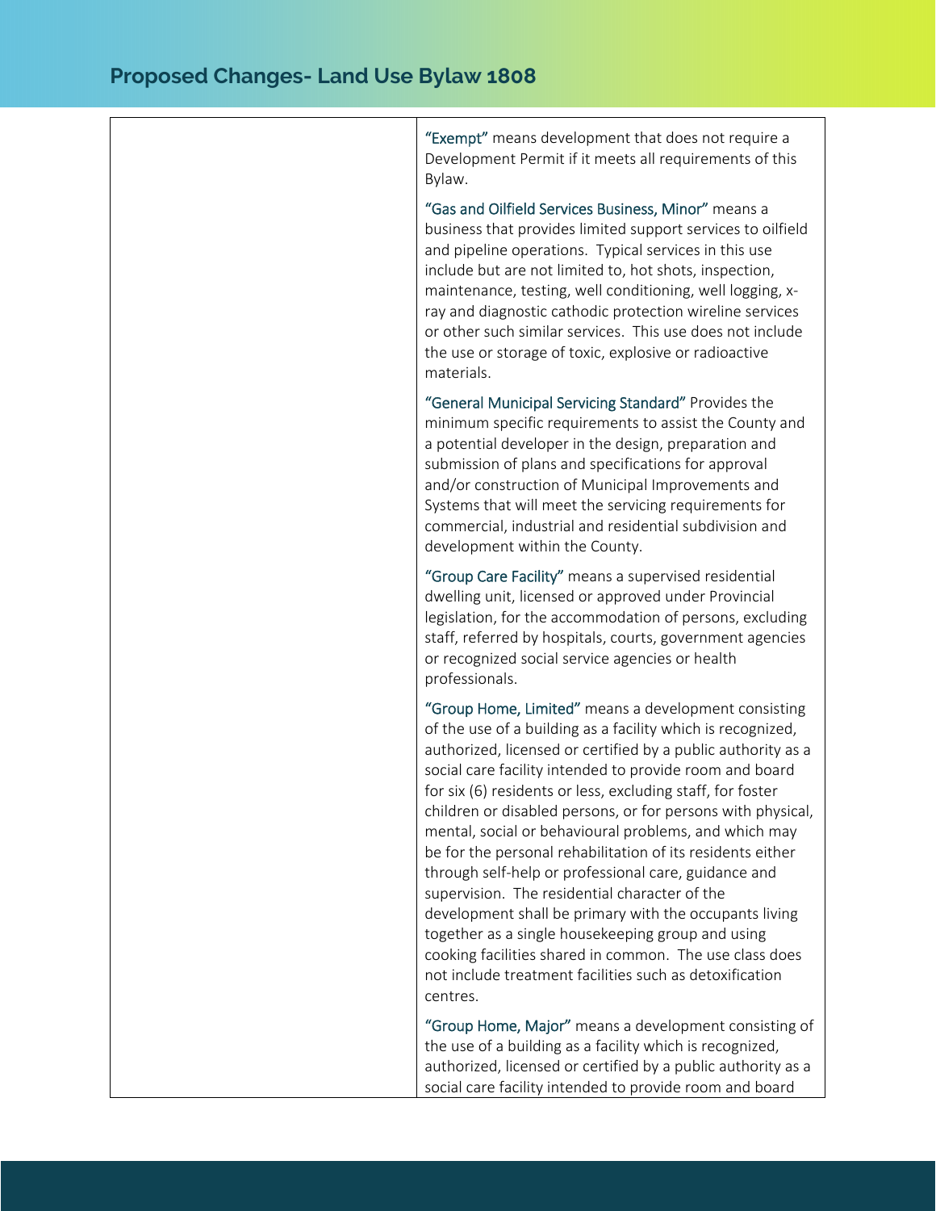| | |
|---|---|
| | "Exempt" means development that does not require a Development Permit if it meets all requirements of this Bylaw.<br><br>"Gas and Oilfield Services Business, Minor" means a business that provides limited support services to oilfield and pipeline operations. Typical services in this use include but are not limited to, hot shots, inspection, maintenance, testing, well conditioning, well logging, x-ray and diagnostic cathodic protection wireline services or other such similar services. This use does not include the use or storage of toxic, explosive or radioactive materials.<br><br>"General Municipal Servicing Standard" Provides the minimum specific requirements to assist the County and a potential developer in the design, preparation and submission of plans and specifications for approval and/or construction of Municipal Improvements and Systems that will meet the servicing requirements for commercial, industrial and residential subdivision and development within the County.<br><br>"Group Care Facility" means a supervised residential dwelling unit, licensed or approved under Provincial legislation, for the accommodation of persons, excluding staff, referred by hospitals, courts, government agencies or recognized social service agencies or health professionals.<br><br>"Group Home, Limited" means a development consisting of the use of a building as a facility which is recognized, authorized, licensed or certified by a public authority as a social care facility intended to provide room and board for six (6) residents or less, excluding staff, for foster children or disabled persons, or for persons with physical, mental, social or behavioural problems, and which may be for the personal rehabilitation of its residents either through self-help or professional care, guidance and supervision. The residential character of the development shall be primary with the occupants living together as a single housekeeping group and using cooking facilities shared in common. The use class does not include treatment facilities such as detoxification centres.<br><br>"Group Home, Major" means a development consisting of the use of a building as a facility which is recognized, authorized, licensed or certified by a public authority as a social care facility intended to provide room and board |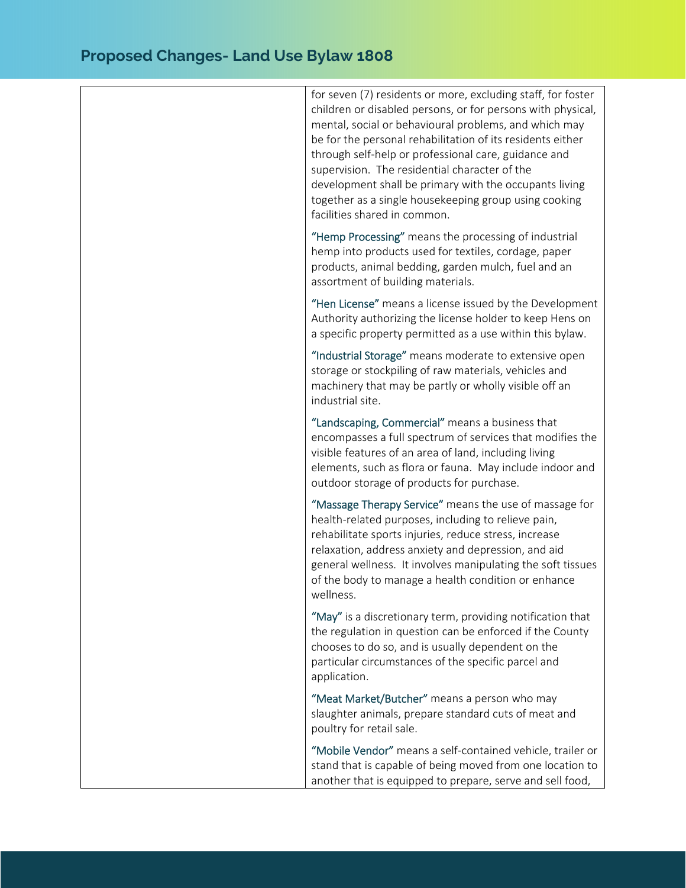| | |
|---|---|
| | for seven (7) residents or more, excluding staff, for foster children or disabled persons, or for persons with physical, mental, social or behavioural problems, and which may be for the personal rehabilitation of its residents either through self-help or professional care, guidance and supervision. The residential character of the development shall be primary with the occupants living together as a single housekeeping group using cooking facilities shared in common.<br><br>"Hemp Processing" means the processing of industrial hemp into products used for textiles, cordage, paper products, animal bedding, garden mulch, fuel and an assortment of building materials.<br><br>"Hen License" means a license issued by the Development Authority authorizing the license holder to keep Hens on a specific property permitted as a use within this bylaw.<br><br>"Industrial Storage" means moderate to extensive open storage or stockpiling of raw materials, vehicles and machinery that may be partly or wholly visible off an industrial site.<br><br>"Landscaping, Commercial" means a business that encompasses a full spectrum of services that modifies the visible features of an area of land, including living elements, such as flora or fauna. May include indoor and outdoor storage of products for purchase.<br><br>"Massage Therapy Service" means the use of massage for health-related purposes, including to relieve pain, rehabilitate sports injuries, reduce stress, increase relaxation, address anxiety and depression, and aid general wellness. It involves manipulating the soft tissues of the body to manage a health condition or enhance wellness.<br><br>"May" is a discretionary term, providing notification that the regulation in question can be enforced if the County chooses to do so, and is usually dependent on the particular circumstances of the specific parcel and application.<br><br>"Meat Market/Butcher" means a person who may slaughter animals, prepare standard cuts of meat and poultry for retail sale.<br><br>"Mobile Vendor" means a self-contained vehicle, trailer or stand that is capable of being moved from one location to another that is equipped to prepare, serve and sell food, |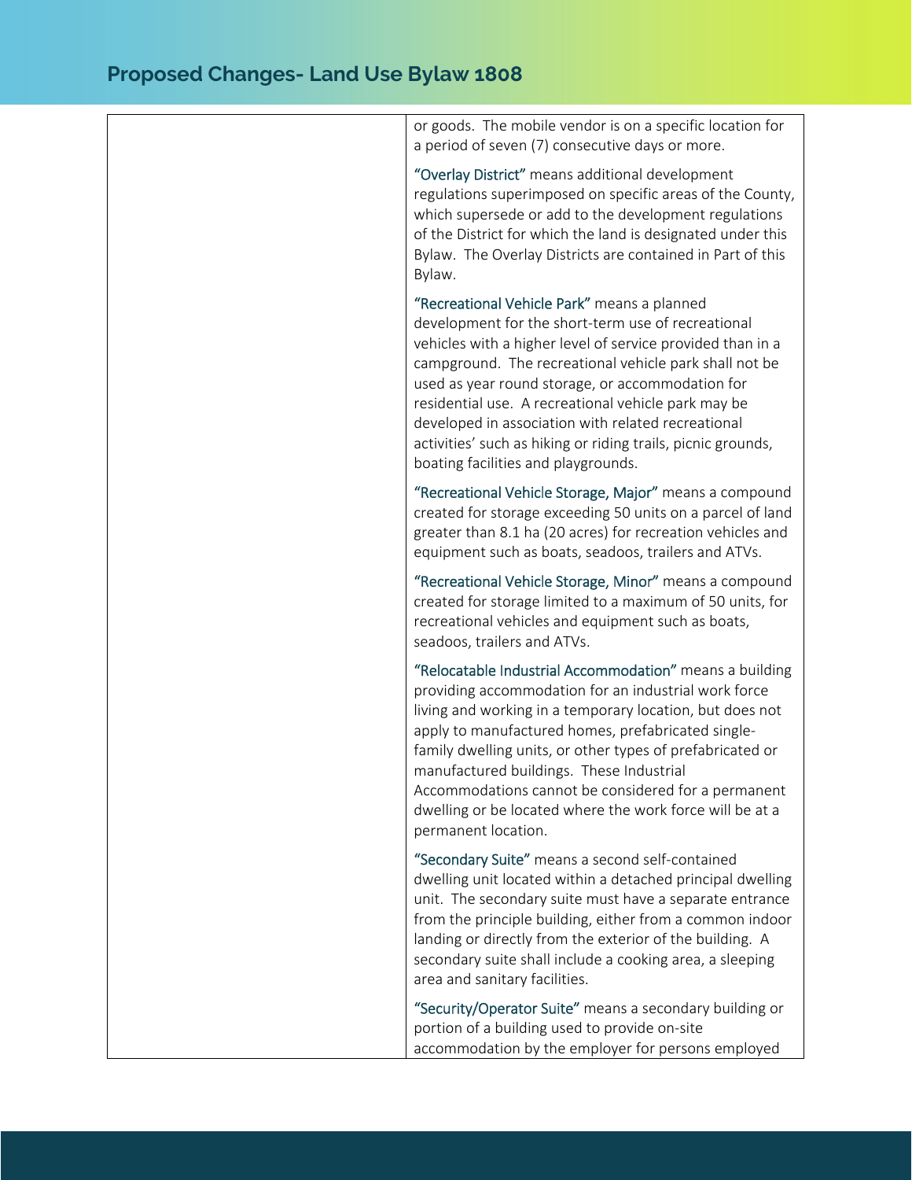| | |
|---|---|
| | or goods. The mobile vendor is on a specific location for a period of seven (7) consecutive days or more.<br><br>"Overlay District" means additional development regulations superimposed on specific areas of the County, which supersede or add to the development regulations of the District for which the land is designated under this Bylaw. The Overlay Districts are contained in Part of this Bylaw.<br><br>"Recreational Vehicle Park" means a planned development for the short-term use of recreational vehicles with a higher level of service provided than in a campground. The recreational vehicle park shall not be used as year round storage, or accommodation for residential use. A recreational vehicle park may be developed in association with related recreational activities' such as hiking or riding trails, picnic grounds, boating facilities and playgrounds.<br><br>"Recreational Vehicle Storage, Major" means a compound created for storage exceeding 50 units on a parcel of land greater than 8.1 ha (20 acres) for recreation vehicles and equipment such as boats, seadoos, trailers and ATVs.<br><br>"Recreational Vehicle Storage, Minor" means a compound created for storage limited to a maximum of 50 units, for recreational vehicles and equipment such as boats, seadoos, trailers and ATVs.<br><br>"Relocatable Industrial Accommodation" means a building providing accommodation for an industrial work force living and working in a temporary location, but does not apply to manufactured homes, prefabricated single-family dwelling units, or other types of prefabricated or manufactured buildings. These Industrial Accommodations cannot be considered for a permanent dwelling or be located where the work force will be at a permanent location.<br><br>"Secondary Suite" means a second self-contained dwelling unit located within a detached principal dwelling unit. The secondary suite must have a separate entrance from the principle building, either from a common indoor landing or directly from the exterior of the building. A secondary suite shall include a cooking area, a sleeping area and sanitary facilities.<br><br>"Security/Operator Suite" means a secondary building or portion of a building used to provide on-site accommodation by the employer for persons employed |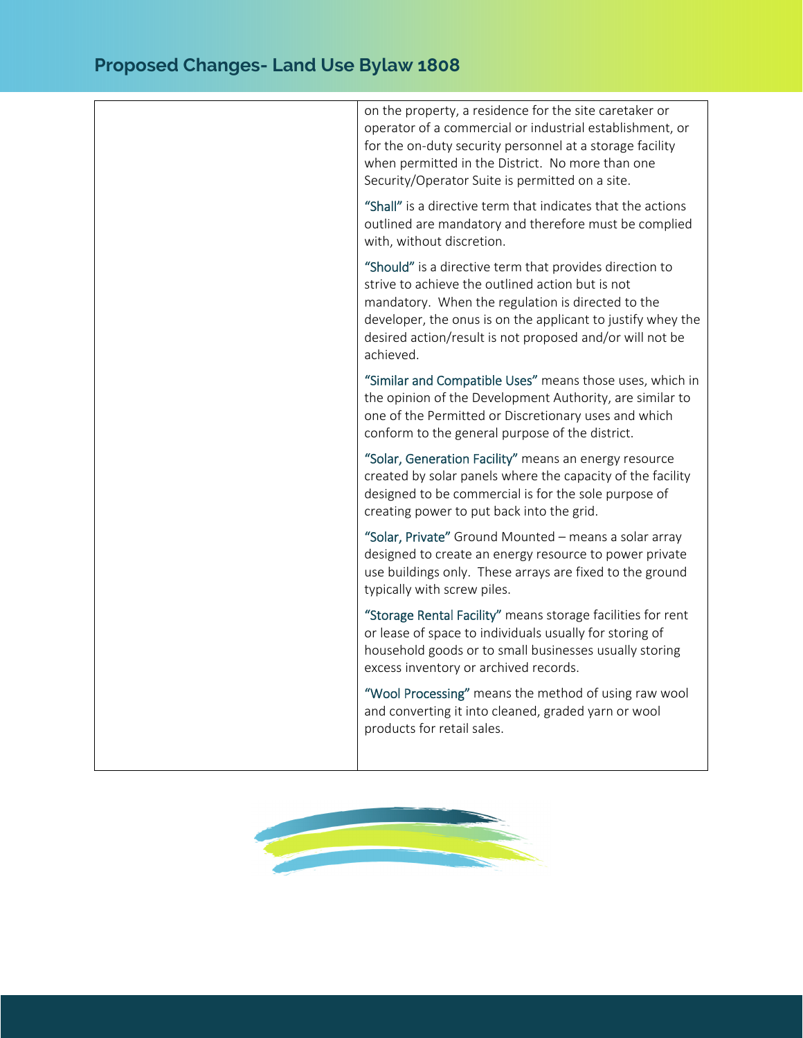| | |
|---|---|
| | on the property, a residence for the site caretaker or operator of a commercial or industrial establishment, or for the on-duty security personnel at a storage facility when permitted in the District. No more than one Security/Operator Suite is permitted on a site.<br><br>"Shall" is a directive term that indicates that the actions outlined are mandatory and therefore must be complied with, without discretion.<br><br>"Should" is a directive term that provides direction to strive to achieve the outlined action but is not mandatory. When the regulation is directed to the developer, the onus is on the applicant to justify whey the desired action/result is not proposed and/or will not be achieved.<br><br>"Similar and Compatible Uses" means those uses, which in the opinion of the Development Authority, are similar to one of the Permitted or Discretionary uses and which conform to the general purpose of the district.<br><br>"Solar, Generation Facility" means an energy resource created by solar panels where the capacity of the facility designed to be commercial is for the sole purpose of creating power to put back into the grid.<br><br>"Solar, Private" Ground Mounted – means a solar array designed to create an energy resource to power private use buildings only. These arrays are fixed to the ground typically with screw piles.<br><br>"Storage Rental Facility" means storage facilities for rent or lease of space to individuals usually for storing of household goods or to small businesses usually storing excess inventory or archived records.<br><br>"Wool Processing" means the method of using raw wool and converting it into cleaned, graded yarn or wool products for retail sales. |